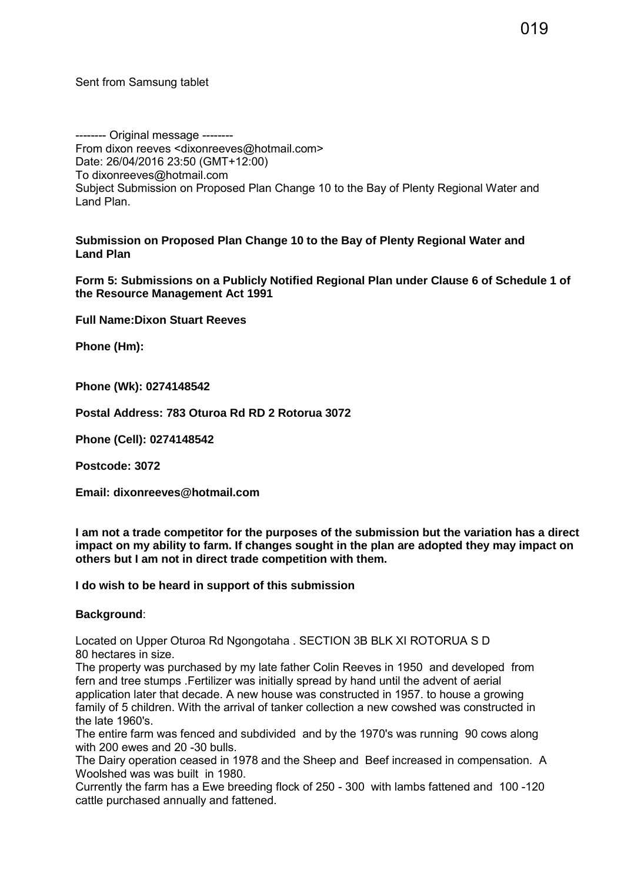Sent from Samsung tablet

-------- Original message --------
From dixon reeves <dixonreeves@hotmail.com>
Date: 26/04/2016 23:50 (GMT+12:00)
To dixonreeves@hotmail.com
Subject Submission on Proposed Plan Change 10 to the Bay of Plenty Regional Water and Land Plan.

**Submission on Proposed Plan Change 10 to the Bay of Plenty Regional Water and Land Plan**

**Form 5: Submissions on a Publicly Notified Regional Plan under Clause 6 of Schedule 1 of the Resource Management Act 1991**

**Full Name:Dixon Stuart Reeves**

**Phone (Hm):**

**Phone (Wk): 0274148542**

**Postal Address: 783 Oturoa Rd RD 2 Rotorua 3072**

**Phone (Cell): 0274148542**

**Postcode: 3072**

**Email: dixonreeves@hotmail.com**

**I am not a trade competitor for the purposes of the submission but the variation has a direct impact on my ability to farm. If changes sought in the plan are adopted they may impact on others but I am not in direct trade competition with them.**

**I do wish to be heard in support of this submission**

**Background**:

Located on Upper Oturoa Rd Ngongotaha . SECTION 3B BLK XI ROTORUA S D
80 hectares in size.
The property was purchased by my late father Colin Reeves in 1950 and developed from fern and tree stumps .Fertilizer was initially spread by hand until the advent of aerial application later that decade. A new house was constructed in 1957. to house a growing family of 5 children. With the arrival of tanker collection a new cowshed was constructed in the late 1960's.
The entire farm was fenced and subdivided and by the 1970's was running 90 cows along with 200 ewes and 20 -30 bulls.
The Dairy operation ceased in 1978 and the Sheep and Beef increased in compensation. A Woolshed was was built in 1980.
Currently the farm has a Ewe breeding flock of 250 - 300 with lambs fattened and 100 -120 cattle purchased annually and fattened.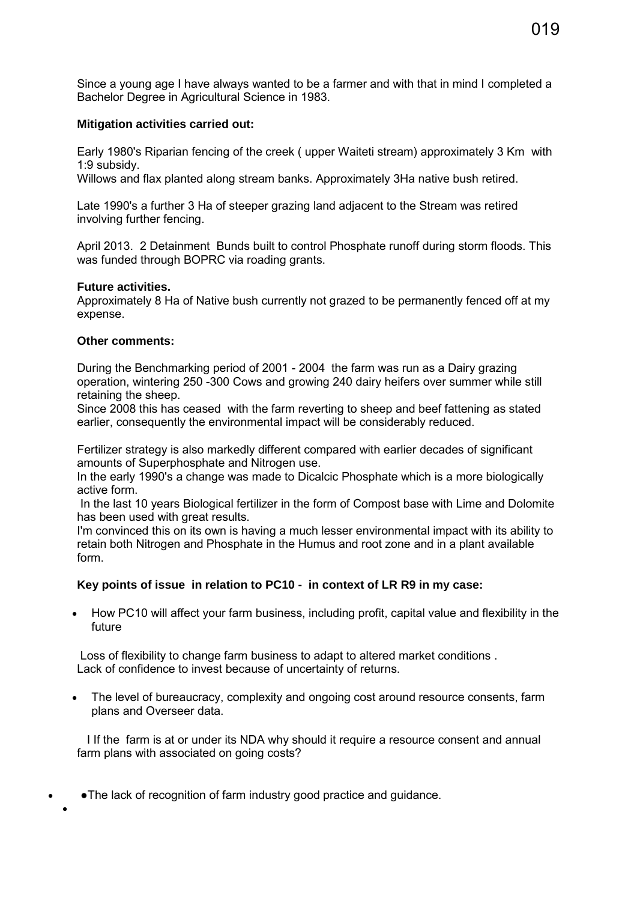Since a young age I have always wanted to be a farmer and with that in mind I completed a Bachelor Degree in Agricultural Science in 1983.

**Mitigation activities carried out:**

Early 1980's Riparian fencing of the creek ( upper Waiteti stream) approximately 3 Km with 1:9 subsidy.
Willows and flax planted along stream banks. Approximately 3Ha native bush retired.

Late 1990's a further 3 Ha of steeper grazing land adjacent to the Stream was retired involving further fencing.

April 2013. 2 Detainment Bunds built to control Phosphate runoff during storm floods. This was funded through BOPRC via roading grants.

**Future activities.**
Approximately 8 Ha of Native bush currently not grazed to be permanently fenced off at my expense.

**Other comments:**

During the Benchmarking period of 2001 - 2004 the farm was run as a Dairy grazing operation, wintering 250 -300 Cows and growing 240 dairy heifers over summer while still retaining the sheep.
Since 2008 this has ceased with the farm reverting to sheep and beef fattening as stated earlier, consequently the environmental impact will be considerably reduced.

Fertilizer strategy is also markedly different compared with earlier decades of significant amounts of Superphosphate and Nitrogen use.
In the early 1990's a change was made to Dicalcic Phosphate which is a more biologically active form.
In the last 10 years Biological fertilizer in the form of Compost base with Lime and Dolomite has been used with great results.
I'm convinced this on its own is having a much lesser environmental impact with its ability to retain both Nitrogen and Phosphate in the Humus and root zone and in a plant available form.

**Key points of issue in relation to PC10 - in context of LR R9 in my case:**

- How PC10 will affect your farm business, including profit, capital value and flexibility in the future

Loss of flexibility to change farm business to adapt to altered market conditions .
Lack of confidence to invest because of uncertainty of returns.

- The level of bureaucracy, complexity and ongoing cost around resource consents, farm plans and Overseer data.

I If the farm is at or under its NDA why should it require a resource consent and annual farm plans with associated on going costs?

- ●The lack of recognition of farm industry good practice and guidance.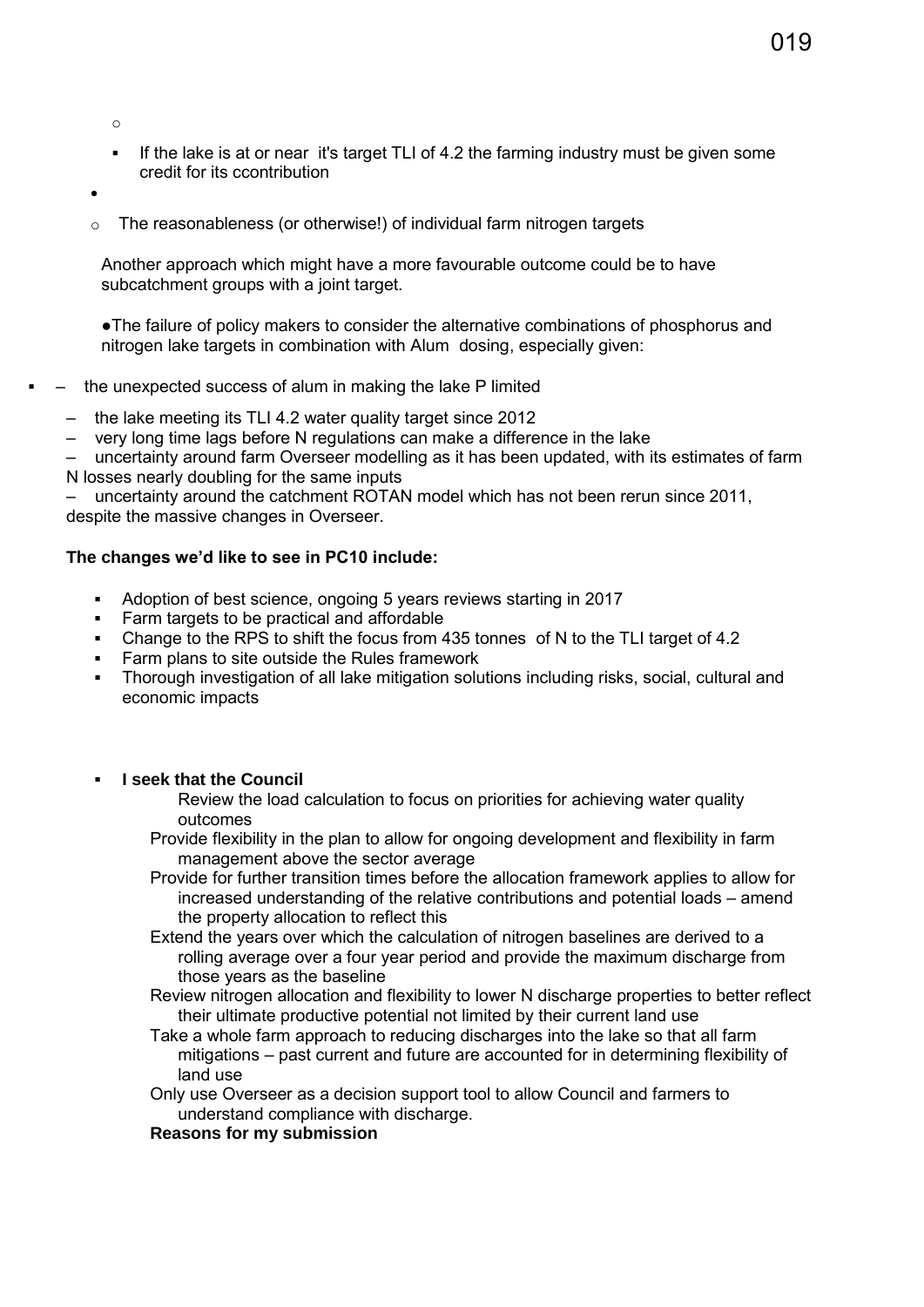- If the lake is at or near it's target TLI of 4.2 the farming industry must be given some credit for its ccontribution

- The reasonableness (or otherwise!) of individual farm nitrogen targets

Another approach which might have a more favourable outcome could be to have subcatchment groups with a joint target.

●The failure of policy makers to consider the alternative combinations of phosphorus and nitrogen lake targets in combination with Alum dosing, especially given:

- – the unexpected success of alum in making the lake P limited

– the lake meeting its TLI 4.2 water quality target since 2012
– very long time lags before N regulations can make a difference in the lake
– uncertainty around farm Overseer modelling as it has been updated, with its estimates of farm N losses nearly doubling for the same inputs
– uncertainty around the catchment ROTAN model which has not been rerun since 2011, despite the massive changes in Overseer.

**The changes we'd like to see in PC10 include:**

- Adoption of best science, ongoing 5 years reviews starting in 2017
- Farm targets to be practical and affordable
- Change to the RPS to shift the focus from 435 tonnes of N to the TLI target of 4.2
- Farm plans to site outside the Rules framework
- Thorough investigation of all lake mitigation solutions including risks, social, cultural and economic impacts

- **I seek that the Council**

Review the load calculation to focus on priorities for achieving water quality outcomes

Provide flexibility in the plan to allow for ongoing development and flexibility in farm management above the sector average

Provide for further transition times before the allocation framework applies to allow for increased understanding of the relative contributions and potential loads – amend the property allocation to reflect this

Extend the years over which the calculation of nitrogen baselines are derived to a rolling average over a four year period and provide the maximum discharge from those years as the baseline

Review nitrogen allocation and flexibility to lower N discharge properties to better reflect their ultimate productive potential not limited by their current land use

Take a whole farm approach to reducing discharges into the lake so that all farm mitigations – past current and future are accounted for in determining flexibility of land use

Only use Overseer as a decision support tool to allow Council and farmers to understand compliance with discharge.

**Reasons for my submission**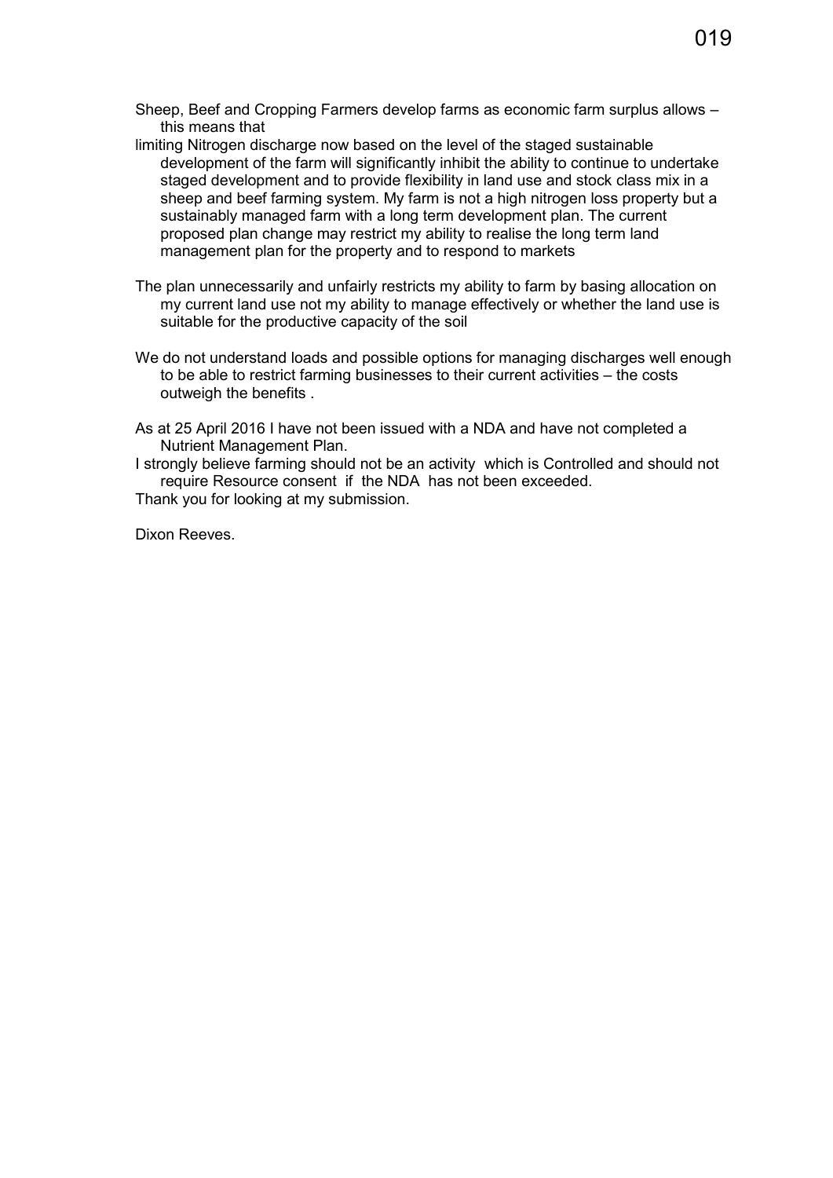Sheep, Beef and Cropping Farmers develop farms as economic farm surplus allows – this means that

limiting Nitrogen discharge now based on the level of the staged sustainable development of the farm will significantly inhibit the ability to continue to undertake staged development and to provide flexibility in land use and stock class mix in a sheep and beef farming system. My farm is not a high nitrogen loss property but a sustainably managed farm with a long term development plan. The current proposed plan change may restrict my ability to realise the long term land management plan for the property and to respond to markets

The plan unnecessarily and unfairly restricts my ability to farm by basing allocation on my current land use not my ability to manage effectively or whether the land use is suitable for the productive capacity of the soil

We do not understand loads and possible options for managing discharges well enough to be able to restrict farming businesses to their current activities – the costs outweigh the benefits .

As at 25 April 2016 I have not been issued with a NDA and have not completed a Nutrient Management Plan.

I strongly believe farming should not be an activity which is Controlled and should not require Resource consent if the NDA has not been exceeded.

Thank you for looking at my submission.

Dixon Reeves.